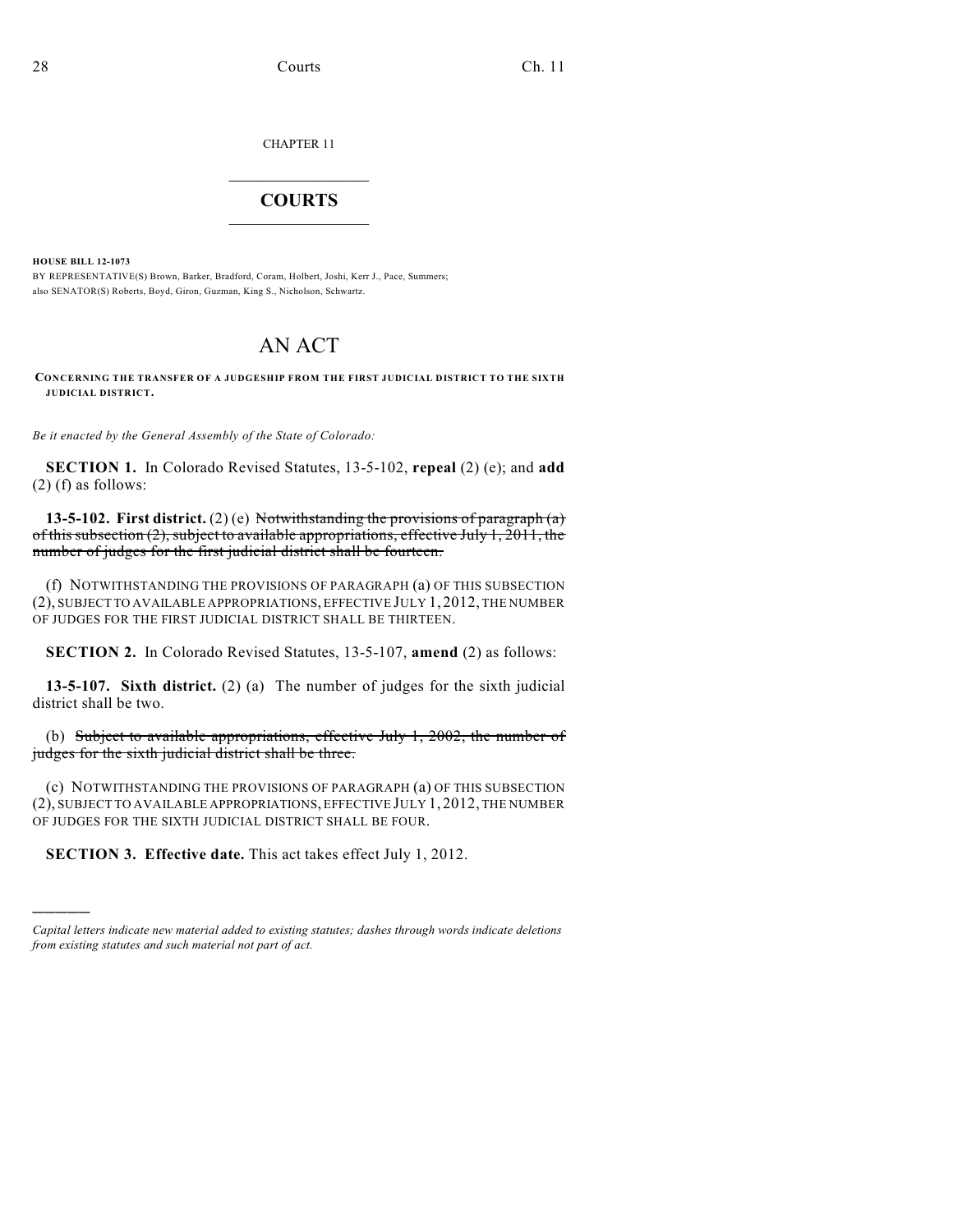CHAPTER 11

# COURTS

**HOUSE BILL 12-1073**

BY REPRESENTATIVE(S) Brown, Barker, Bradford, Coram, Holbert, Joshi, Kerr J., Pace, Summers; also SENATOR(S) Roberts, Boyd, Giron, Guzman, King S., Nicholson, Schwartz.

# AN ACT

**CONCERNING THE TRANSFER OF A JUDGESHIP FROM THE FIRST JUDICIAL DISTRICT TO THE SIXTH JUDICIAL DISTRICT.**

*Be it enacted by the General Assembly of the State of Colorado:*

**SECTION 1.** In Colorado Revised Statutes, 13-5-102, **repeal** (2) (e); and **add** (2) (f) as follows:

**13-5-102. First district.** (2) (e) ~~Notwithstanding the provisions of paragraph (a) of this subsection (2), subject to available appropriations, effective July 1, 2011, the number of judges for the first judicial district shall be fourteen.~~

(f) NOTWITHSTANDING THE PROVISIONS OF PARAGRAPH (a) OF THIS SUBSECTION (2), SUBJECT TO AVAILABLE APPROPRIATIONS, EFFECTIVE JULY 1, 2012, THE NUMBER OF JUDGES FOR THE FIRST JUDICIAL DISTRICT SHALL BE THIRTEEN.

**SECTION 2.** In Colorado Revised Statutes, 13-5-107, **amend** (2) as follows:

**13-5-107. Sixth district.** (2) (a) The number of judges for the sixth judicial district shall be two.

(b) ~~Subject to available appropriations, effective July 1, 2002, the number of judges for the sixth judicial district shall be three.~~

(c) NOTWITHSTANDING THE PROVISIONS OF PARAGRAPH (a) OF THIS SUBSECTION (2), SUBJECT TO AVAILABLE APPROPRIATIONS, EFFECTIVE JULY 1, 2012, THE NUMBER OF JUDGES FOR THE SIXTH JUDICIAL DISTRICT SHALL BE FOUR.

**SECTION 3. Effective date.** This act takes effect July 1, 2012.

---

*Capital letters indicate new material added to existing statutes; dashes through words indicate deletions from existing statutes and such material not part of act.*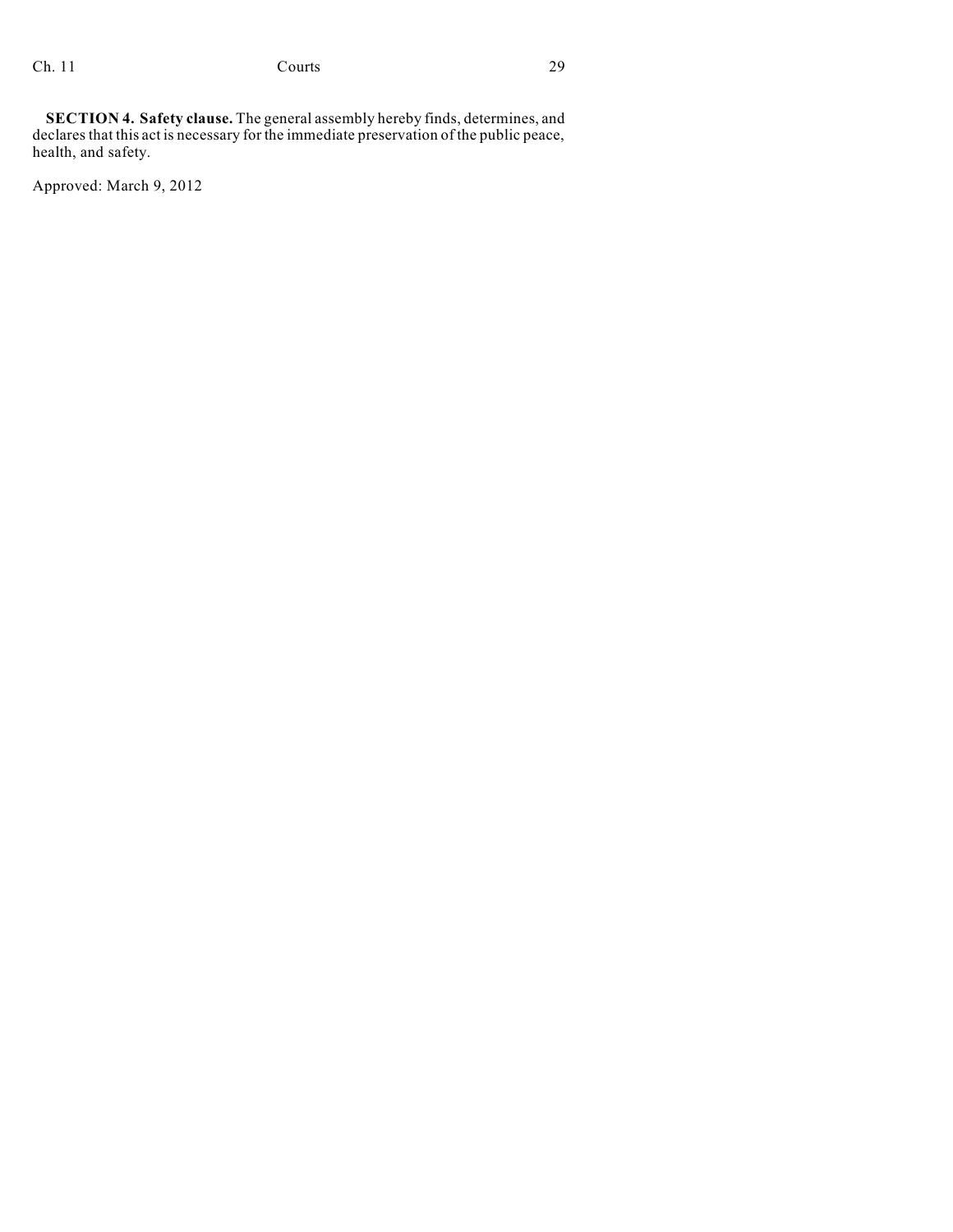**SECTION 4. Safety clause.** The general assembly hereby finds, determines, and declares that this act is necessary for the immediate preservation of the public peace, health, and safety.

Approved: March 9, 2012